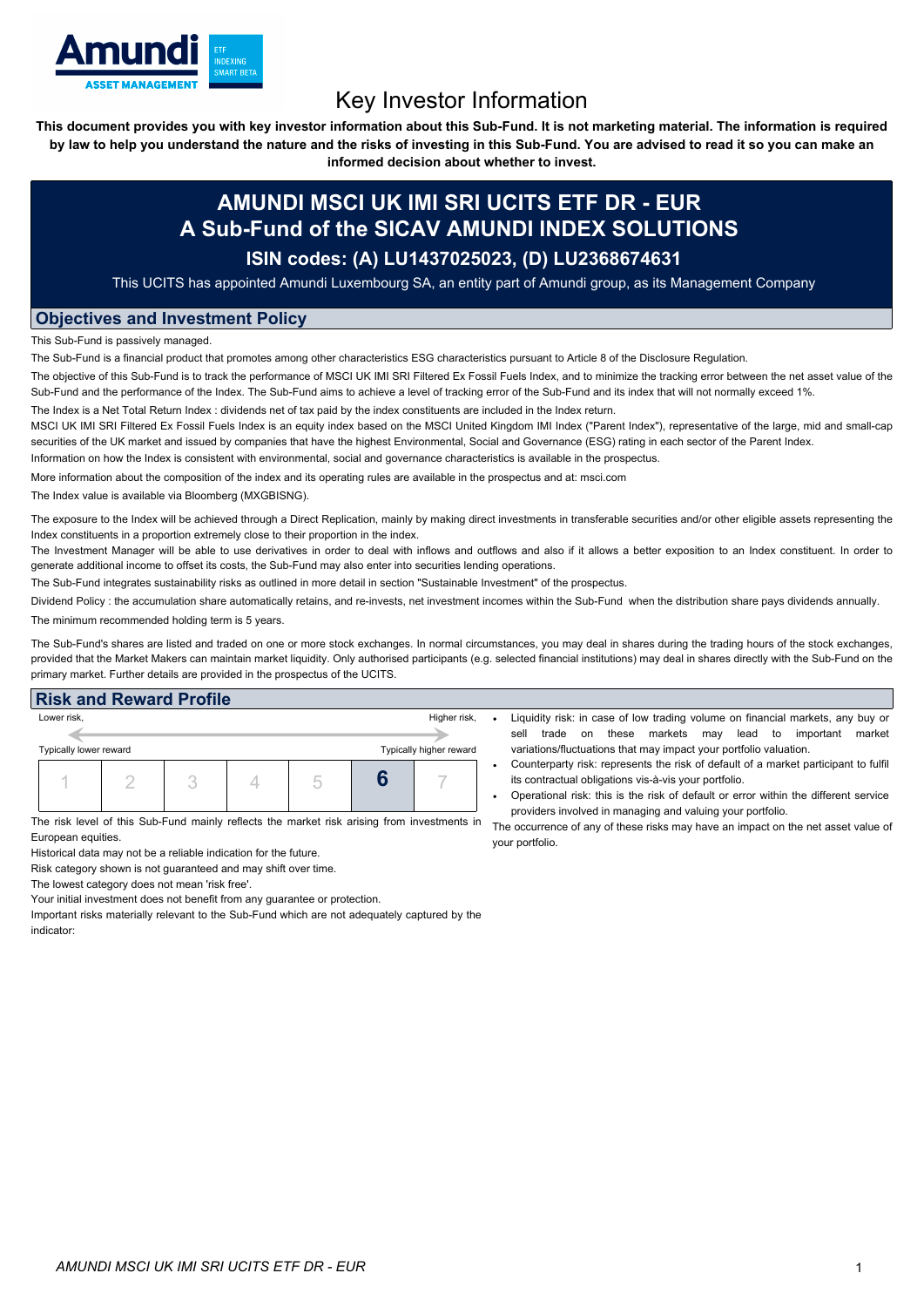# Key Investor Information

**This document provides you with key investor information about this Sub-Fund. It is not marketing material. The information is required by law to help you understand the nature and the risks of investing in this Sub-Fund. You are advised to read it so you can make an informed decision about whether to invest.**

## AMUNDI MSCI UK IMI SRI UCITS ETF DR - EUR
## A Sub-Fund of the SICAV AMUNDI INDEX SOLUTIONS

### ISIN codes: (A) LU1437025023, (D) LU2368674631

This UCITS has appointed Amundi Luxembourg SA, an entity part of Amundi group, as its Management Company

## Objectives and Investment Policy

This Sub-Fund is passively managed.

The Sub-Fund is a financial product that promotes among other characteristics ESG characteristics pursuant to Article 8 of the Disclosure Regulation.

The objective of this Sub-Fund is to track the performance of MSCI UK IMI SRI Filtered Ex Fossil Fuels Index, and to minimize the tracking error between the net asset value of the Sub-Fund and the performance of the Index. The Sub-Fund aims to achieve a level of tracking error of the Sub-Fund and its index that will not normally exceed 1%.

The Index is a Net Total Return Index : dividends net of tax paid by the index constituents are included in the Index return.

MSCI UK IMI SRI Filtered Ex Fossil Fuels Index is an equity index based on the MSCI United Kingdom IMI Index ("Parent Index"), representative of the large, mid and small-cap securities of the UK market and issued by companies that have the highest Environmental, Social and Governance (ESG) rating in each sector of the Parent Index.

Information on how the Index is consistent with environmental, social and governance characteristics is available in the prospectus.

More information about the composition of the index and its operating rules are available in the prospectus and at: msci.com

The Index value is available via Bloomberg (MXGBISNG).

The exposure to the Index will be achieved through a Direct Replication, mainly by making direct investments in transferable securities and/or other eligible assets representing the Index constituents in a proportion extremely close to their proportion in the index.

The Investment Manager will be able to use derivatives in order to deal with inflows and outflows and also if it allows a better exposition to an Index constituent. In order to generate additional income to offset its costs, the Sub-Fund may also enter into securities lending operations.

The Sub-Fund integrates sustainability risks as outlined in more detail in section "Sustainable Investment" of the prospectus.

Dividend Policy : the accumulation share automatically retains, and re-invests, net investment incomes within the Sub-Fund when the distribution share pays dividends annually.

The minimum recommended holding term is 5 years.

The Sub-Fund's shares are listed and traded on one or more stock exchanges. In normal circumstances, you may deal in shares during the trading hours of the stock exchanges, provided that the Market Makers can maintain market liquidity. Only authorised participants (e.g. selected financial institutions) may deal in shares directly with the Sub-Fund on the primary market. Further details are provided in the prospectus of the UCITS.

## Risk and Reward Profile

| Lower risk, | | | | | | Higher risk, |
|---|---|---|---|---|---|---|
| Typically lower reward | | | | | | Typically higher reward |
| 1 | 2 | 3 | 4 | 5 | **6** | 7 |

The risk level of this Sub-Fund mainly reflects the market risk arising from investments in European equities.

Historical data may not be a reliable indication for the future.

Risk category shown is not guaranteed and may shift over time.

The lowest category does not mean 'risk free'.

Your initial investment does not benefit from any guarantee or protection.

Important risks materially relevant to the Sub-Fund which are not adequately captured by the indicator:

- Liquidity risk: in case of low trading volume on financial markets, any buy or sell trade on these markets may lead to important market variations/fluctuations that may impact your portfolio valuation.
- Counterparty risk: represents the risk of default of a market participant to fulfil its contractual obligations vis-à-vis your portfolio.
- Operational risk: this is the risk of default or error within the different service providers involved in managing and valuing your portfolio.

The occurrence of any of these risks may have an impact on the net asset value of your portfolio.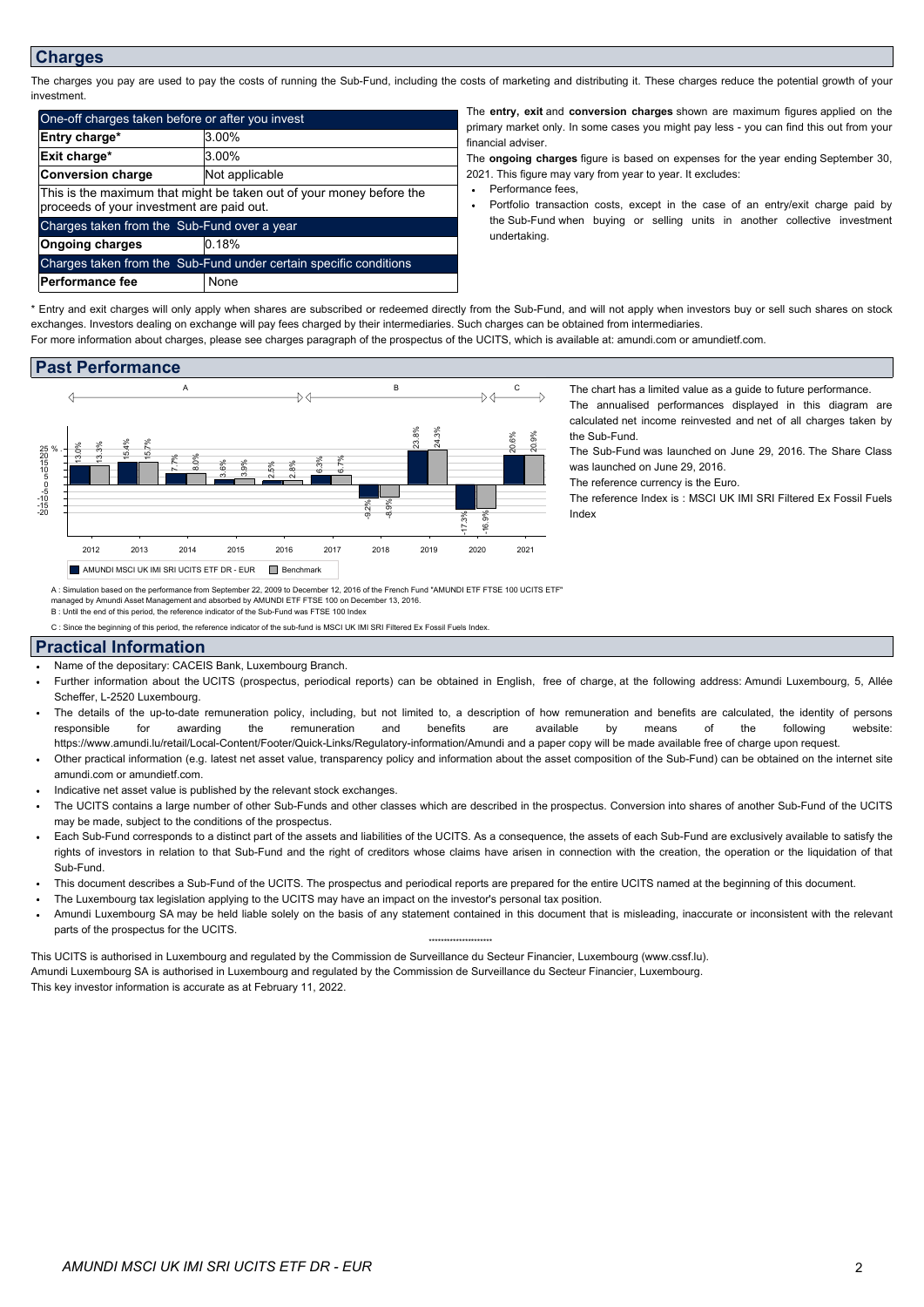## Charges

The charges you pay are used to pay the costs of running the Sub-Fund, including the costs of marketing and distributing it. These charges reduce the potential growth of your investment.

| One-off charges taken before or after you invest | |
|---|---|
| **Entry charge*** | 3.00% |
| **Exit charge*** | 3.00% |
| **Conversion charge** | Not applicable |
| This is the maximum that might be taken out of your money before the proceeds of your investment are paid out. | |
| Charges taken from the Sub-Fund over a year | |
| **Ongoing charges** | 0.18% |
| Charges taken from the Sub-Fund under certain specific conditions | |
| **Performance fee** | None |

The **entry, exit** and **conversion charges** shown are maximum figures applied on the primary market only. In some cases you might pay less - you can find this out from your financial adviser.

The **ongoing charges** figure is based on expenses for the year ending September 30, 2021. This figure may vary from year to year. It excludes:

- Performance fees,
- Portfolio transaction costs, except in the case of an entry/exit charge paid by the Sub-Fund when buying or selling units in another collective investment undertaking.

* Entry and exit charges will only apply when shares are subscribed or redeemed directly from the Sub-Fund, and will not apply when investors buy or sell such shares on stock exchanges. Investors dealing on exchange will pay fees charged by their intermediaries. Such charges can be obtained from intermediaries.

For more information about charges, please see charges paragraph of the prospectus of the UCITS, which is available at: amundi.com or amundietf.com.

## Past Performance

A B C

%

2012: 13.0% 13.3%
2013: 15.4% 15.7%
2014: 7.7% 8.0%
2015: 3.6% 3.9%
2016: 2.5% 2.8%
2017: 6.3% 6.7%
2018: -9.2% -8.9%
2019: 23.8% 24.3%
2020: -17.3% -16.9%
2021: 20.6% 20.9%

AMUNDI MSCI UK IMI SRI UCITS ETF DR - EUR
Benchmark

A : Simulation based on the performance from September 22, 2009 to December 12, 2016 of the French Fund "AMUNDI ETF FTSE 100 UCITS ETF" managed by Amundi Asset Management and absorbed by AMUNDI ETF FTSE 100 on December 13, 2016.

B : Until the end of this period, the reference indicator of the Sub-Fund was FTSE 100 Index

C : Since the beginning of this period, the reference indicator of the sub-fund is MSCI UK IMI SRI Filtered Ex Fossil Fuels Index.

The chart has a limited value as a guide to future performance.

The annualised performances displayed in this diagram are calculated net income reinvested and net of all charges taken by the Sub-Fund.

The Sub-Fund was launched on June 29, 2016. The Share Class was launched on June 29, 2016.

The reference currency is the Euro.

The reference Index is : MSCI UK IMI SRI Filtered Ex Fossil Fuels Index

## Practical Information

- Name of the depositary: CACEIS Bank, Luxembourg Branch.
- Further information about the UCITS (prospectus, periodical reports) can be obtained in English, free of charge, at the following address: Amundi Luxembourg, 5, Allée Scheffer, L-2520 Luxembourg.
- The details of the up-to-date remuneration policy, including, but not limited to, a description of how remuneration and benefits are calculated, the identity of persons responsible for awarding the remuneration and benefits are available by means of the following website: https://www.amundi.lu/retail/Local-Content/Footer/Quick-Links/Regulatory-information/Amundi and a paper copy will be made available free of charge upon request.
- Other practical information (e.g. latest net asset value, transparency policy and information about the asset composition of the Sub-Fund) can be obtained on the internet site amundi.com or amundietf.com.
- Indicative net asset value is published by the relevant stock exchanges.
- The UCITS contains a large number of other Sub-Funds and other classes which are described in the prospectus. Conversion into shares of another Sub-Fund of the UCITS may be made, subject to the conditions of the prospectus.
- Each Sub-Fund corresponds to a distinct part of the assets and liabilities of the UCITS. As a consequence, the assets of each Sub-Fund are exclusively available to satisfy the rights of investors in relation to that Sub-Fund and the right of creditors whose claims have arisen in connection with the creation, the operation or the liquidation of that Sub-Fund.
- This document describes a Sub-Fund of the UCITS. The prospectus and periodical reports are prepared for the entire UCITS named at the beginning of this document.
- The Luxembourg tax legislation applying to the UCITS may have an impact on the investor's personal tax position.
- Amundi Luxembourg SA may be held liable solely on the basis of any statement contained in this document that is misleading, inaccurate or inconsistent with the relevant parts of the prospectus for the UCITS.

********************

This UCITS is authorised in Luxembourg and regulated by the Commission de Surveillance du Secteur Financier, Luxembourg (www.cssf.lu).

Amundi Luxembourg SA is authorised in Luxembourg and regulated by the Commission de Surveillance du Secteur Financier, Luxembourg.

This key investor information is accurate as at February 11, 2022.